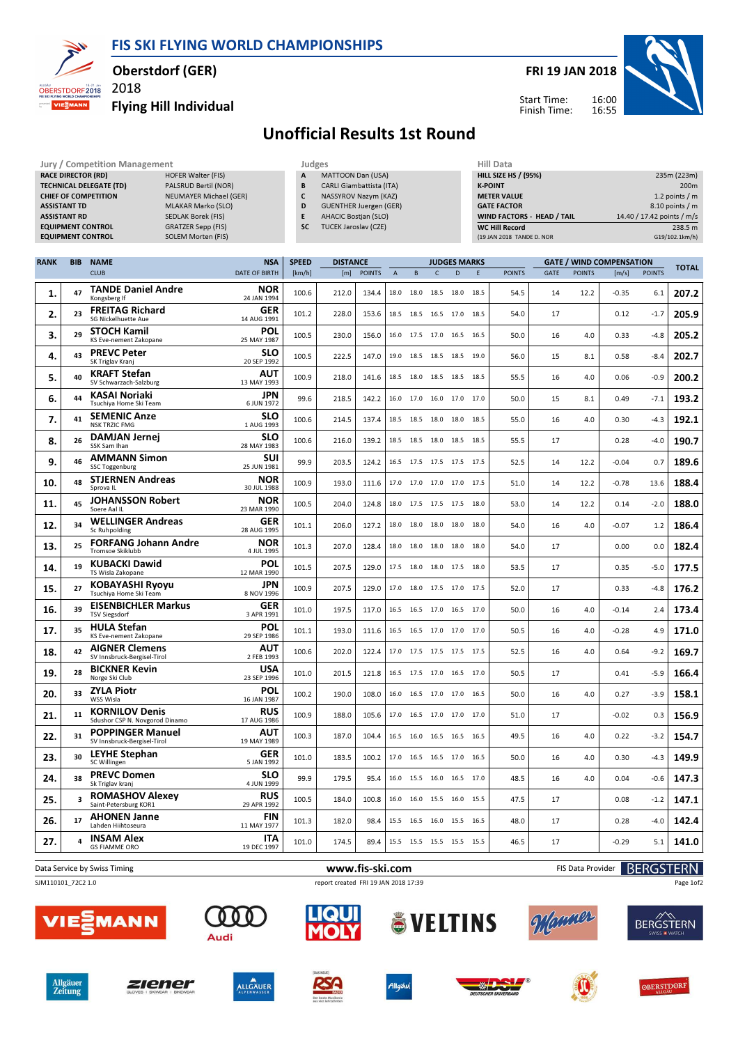# FIS SKI FLYING WORLD CHAMPIONSHIPS

**Oberstdorf (GER)**
2018
**Flying Hill Individual**

**FRI 19 JAN 2018**

Start Time: 16:00
Finish Time: 16:55

## Unofficial Results 1st Round

| Jury / Competition Management | |
|---|---|
| RACE DIRECTOR (RD) | HOFER Walter (FIS) |
| TECHNICAL DELEGATE (TD) | PALSRUD Bertil (NOR) |
| CHIEF OF COMPETITION | NEUMAYER Michael (GER) |
| ASSISTANT TD | MLAKAR Marko (SLO) |
| ASSISTANT RD | SEDLAK Borek (FIS) |
| EQUIPMENT CONTROL | GRATZER Sepp (FIS) |
| EQUIPMENT CONTROL | SOLEM Morten (FIS) |

| Judges | |
|---|---|
| A | MATTOON Dan (USA) |
| B | CARLI Giambattista (ITA) |
| C | NASSYROV Nazym (KAZ) |
| D | GUENTHER Juergen (GER) |
| E | AHACIC Bostjan (SLO) |
| SC | TUCEK Jaroslav (CZE) |

| Hill Data | |
|---|---|
| HILL SIZE HS / (95%) | 235m (223m) |
| K-POINT | 200m |
| METER VALUE | 1.2 points / m |
| GATE FACTOR | 8.10 points / m |
| WIND FACTORS - HEAD / TAIL | 14.40 / 17.42 points / m/s |
| WC Hill Record | 238.5 m |
| (19 JAN 2018 TANDE D. NOR | G19/102.1km/h) |

| RANK | BIB | NAME / CLUB | NSA / DATE OF BIRTH | SPEED [km/h] | DISTANCE [m] | DISTANCE POINTS | A | B | C | D | E | JUDGES POINTS | GATE | GATE POINTS | WIND [m/s] | WIND POINTS | TOTAL |
|---|---|---|---|---|---|---|---|---|---|---|---|---|---|---|---|---|---|
| 1. | 47 | **TANDE Daniel Andre** Kongsberg If | NOR 24 JAN 1994 | 100.6 | 212.0 | 134.4 | 18.0 | 18.0 | 18.5 | 18.0 | 18.5 | 54.5 | 14 | 12.2 | -0.35 | 6.1 | 207.2 |
| 2. | 23 | **FREITAG Richard** SG Nickelhuette Aue | GER 14 AUG 1991 | 101.2 | 228.0 | 153.6 | 18.5 | 18.5 | 16.5 | 17.0 | 18.5 | 54.0 | 17 | | 0.12 | -1.7 | 205.9 |
| 3. | 29 | **STOCH Kamil** KS Eve-nement Zakopane | POL 25 MAY 1987 | 100.5 | 230.0 | 156.0 | 16.0 | 17.5 | 17.0 | 16.5 | 16.5 | 50.0 | 16 | 4.0 | 0.33 | -4.8 | 205.2 |
| 4. | 43 | **PREVC Peter** SK Triglav Kranj | SLO 20 SEP 1992 | 100.5 | 222.5 | 147.0 | 19.0 | 18.5 | 18.5 | 18.5 | 19.0 | 56.0 | 15 | 8.1 | 0.58 | -8.4 | 202.7 |
| 5. | 40 | **KRAFT Stefan** SV Schwarzach-Salzburg | AUT 13 MAY 1993 | 100.9 | 218.0 | 141.6 | 18.5 | 18.0 | 18.5 | 18.5 | 18.5 | 55.5 | 16 | 4.0 | 0.06 | -0.9 | 200.2 |
| 6. | 44 | **KASAI Noriaki** Tsuchiya Home Ski Team | JPN 6 JUN 1972 | 99.6 | 218.5 | 142.2 | 16.0 | 17.0 | 16.0 | 17.0 | 17.0 | 50.0 | 15 | 8.1 | 0.49 | -7.1 | 193.2 |
| 7. | 41 | **SEMENIC Anze** NSK TRZIC FMG | SLO 1 AUG 1993 | 100.6 | 214.5 | 137.4 | 18.5 | 18.5 | 18.0 | 18.0 | 18.5 | 55.0 | 16 | 4.0 | 0.30 | -4.3 | 192.1 |
| 8. | 26 | **DAMJAN Jernej** SSK Sam Ihan | SLO 28 MAY 1983 | 100.6 | 216.0 | 139.2 | 18.5 | 18.5 | 18.0 | 18.5 | 18.5 | 55.5 | 17 | | 0.28 | -4.0 | 190.7 |
| 9. | 46 | **AMMANN Simon** SSC Toggenburg | SUI 25 JUN 1981 | 99.9 | 203.5 | 124.2 | 16.5 | 17.5 | 17.5 | 17.5 | 17.5 | 52.5 | 14 | 12.2 | -0.04 | 0.7 | 189.6 |
| 10. | 48 | **STJERNEN Andreas** Sprova IL | NOR 30 JUL 1988 | 100.9 | 193.0 | 111.6 | 17.0 | 17.0 | 17.0 | 17.0 | 17.5 | 51.0 | 14 | 12.2 | -0.78 | 13.6 | 188.4 |
| 11. | 45 | **JOHANSSON Robert** Soere Aal IL | NOR 23 MAR 1990 | 100.5 | 204.0 | 124.8 | 18.0 | 17.5 | 17.5 | 17.5 | 18.0 | 53.0 | 14 | 12.2 | 0.14 | -2.0 | 188.0 |
| 12. | 34 | **WELLINGER Andreas** Sc Ruhpolding | GER 28 AUG 1995 | 101.1 | 206.0 | 127.2 | 18.0 | 18.0 | 18.0 | 18.0 | 18.0 | 54.0 | 16 | 4.0 | -0.07 | 1.2 | 186.4 |
| 13. | 25 | **FORFANG Johann Andre** Tromsoe Skiklubb | NOR 4 JUL 1995 | 101.3 | 207.0 | 128.4 | 18.0 | 18.0 | 18.0 | 18.0 | 18.0 | 54.0 | 17 | | 0.00 | 0.0 | 182.4 |
| 14. | 19 | **KUBACKI Dawid** TS Wisla Zakopane | POL 12 MAR 1990 | 101.5 | 207.5 | 129.0 | 17.5 | 18.0 | 18.0 | 17.5 | 18.0 | 53.5 | 17 | | 0.35 | -5.0 | 177.5 |
| 15. | 27 | **KOBAYASHI Ryoyu** Tsuchiya Home Ski Team | JPN 8 NOV 1996 | 100.9 | 207.5 | 129.0 | 17.0 | 18.0 | 17.5 | 17.0 | 17.5 | 52.0 | 17 | | 0.33 | -4.8 | 176.2 |
| 16. | 39 | **EISENBICHLER Markus** TSV Siegsdorf | GER 3 APR 1991 | 101.0 | 197.5 | 117.0 | 16.5 | 16.5 | 17.0 | 16.5 | 17.0 | 50.0 | 16 | 4.0 | -0.14 | 2.4 | 173.4 |
| 17. | 35 | **HULA Stefan** KS Eve-nement Zakopane | POL 29 SEP 1986 | 101.1 | 193.0 | 111.6 | 16.5 | 16.5 | 17.0 | 17.0 | 17.0 | 50.5 | 16 | 4.0 | -0.28 | 4.9 | 171.0 |
| 18. | 42 | **AIGNER Clemens** SV Innsbruck-Bergisel-Tirol | AUT 2 FEB 1993 | 100.6 | 202.0 | 122.4 | 17.0 | 17.5 | 17.5 | 17.5 | 17.5 | 52.5 | 16 | 4.0 | 0.64 | -9.2 | 169.7 |
| 19. | 28 | **BICKNER Kevin** Norge Ski Club | USA 23 SEP 1996 | 101.0 | 201.5 | 121.8 | 16.5 | 17.5 | 17.0 | 16.5 | 17.0 | 50.5 | 17 | | 0.41 | -5.9 | 166.4 |
| 20. | 33 | **ZYLA Piotr** WSS Wisla | POL 16 JAN 1987 | 100.2 | 190.0 | 108.0 | 16.0 | 16.5 | 17.0 | 17.0 | 16.5 | 50.0 | 16 | 4.0 | 0.27 | -3.9 | 158.1 |
| 21. | 11 | **KORNILOV Denis** Sdushor CSP N. Novgorod Dinamo | RUS 17 AUG 1986 | 100.9 | 188.0 | 105.6 | 17.0 | 16.5 | 17.0 | 17.0 | 17.0 | 51.0 | 17 | | -0.02 | 0.3 | 156.9 |
| 22. | 31 | **POPPINGER Manuel** SV Innsbruck-Bergisel-Tirol | AUT 19 MAY 1989 | 100.3 | 187.0 | 104.4 | 16.5 | 16.0 | 16.5 | 16.5 | 16.5 | 49.5 | 16 | 4.0 | 0.22 | -3.2 | 154.7 |
| 23. | 30 | **LEYHE Stephan** SC Willingen | GER 5 JAN 1992 | 101.0 | 183.5 | 100.2 | 17.0 | 16.5 | 16.5 | 17.0 | 16.5 | 50.0 | 16 | 4.0 | 0.30 | -4.3 | 149.9 |
| 24. | 38 | **PREVC Domen** Sk Triglav kranj | SLO 4 JUN 1999 | 99.9 | 179.5 | 95.4 | 16.0 | 15.5 | 16.0 | 16.5 | 17.0 | 48.5 | 16 | 4.0 | 0.04 | -0.6 | 147.3 |
| 25. | 3 | **ROMASHOV Alexey** Saint-Petersburg KOR1 | RUS 29 APR 1992 | 100.5 | 184.0 | 100.8 | 16.0 | 16.0 | 15.5 | 16.0 | 15.5 | 47.5 | 17 | | 0.08 | -1.2 | 147.1 |
| 26. | 17 | **AHONEN Janne** Lahden Hiihtoseura | FIN 11 MAY 1977 | 101.3 | 182.0 | 98.4 | 15.5 | 16.5 | 16.0 | 15.5 | 16.5 | 48.0 | 17 | | 0.28 | -4.0 | 142.4 |
| 27. | 4 | **INSAM Alex** GS FIAMME ORO | ITA 19 DEC 1997 | 101.0 | 174.5 | 89.4 | 15.5 | 15.5 | 15.5 | 15.5 | 15.5 | 46.5 | 17 | | -0.29 | 5.1 | 141.0 |

Data Service by Swiss Timing — www.fis-ski.com — FIS Data Provider BERGSTERN

SJM110101_72C2 1.0 — report created FRI 19 JAN 2018 17:39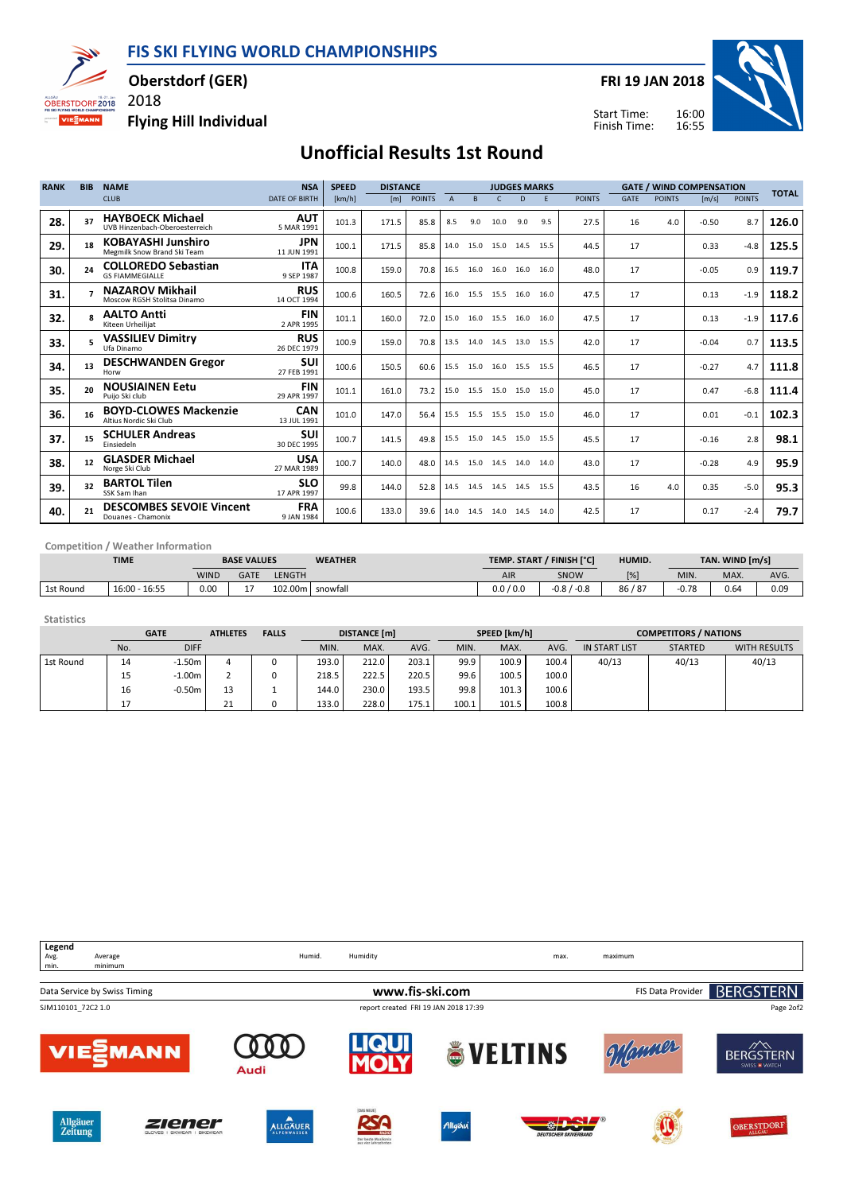# FIS SKI FLYING WORLD CHAMPIONSHIPS

**Oberstdorf (GER)**
2018
**Flying Hill Individual**

**FRI 19 JAN 2018**

Start Time: 16:00
Finish Time: 16:55

## Unofficial Results 1st Round

| RANK | BIB | NAME / CLUB | NSA / DATE OF BIRTH | SPEED [km/h] | DISTANCE [m] | DISTANCE POINTS | A | B | C | D | E | JUDGES POINTS | GATE | GATE POINTS | WIND [m/s] | WIND POINTS | TOTAL |
|---|---|---|---|---|---|---|---|---|---|---|---|---|---|---|---|---|---|
| 28. | 37 | **HAYBOECK Michael** UVB Hinzenbach-Oberoesterreich | AUT 5 MAR 1991 | 101.3 | 171.5 | 85.8 | 8.5 | 9.0 | 10.0 | 9.0 | 9.5 | 27.5 | 16 | 4.0 | -0.50 | 8.7 | 126.0 |
| 29. | 18 | **KOBAYASHI Junshiro** Megmilk Snow Brand Ski Team | JPN 11 JUN 1991 | 100.1 | 171.5 | 85.8 | 14.0 | 15.0 | 15.0 | 14.5 | 15.5 | 44.5 | 17 | | 0.33 | -4.8 | 125.5 |
| 30. | 24 | **COLLOREDO Sebastian** GS FIAMMEGIALLE | ITA 9 SEP 1987 | 100.8 | 159.0 | 70.8 | 16.5 | 16.0 | 16.0 | 16.0 | 16.0 | 48.0 | 17 | | -0.05 | 0.9 | 119.7 |
| 31. | 7 | **NAZAROV Mikhail** Moscow RGSH Stolitsa Dinamo | RUS 14 OCT 1994 | 100.6 | 160.5 | 72.6 | 16.0 | 15.5 | 15.5 | 16.0 | 16.0 | 47.5 | 17 | | 0.13 | -1.9 | 118.2 |
| 32. | 8 | **AALTO Antti** Kiteen Urheilijat | FIN 2 APR 1995 | 101.1 | 160.0 | 72.0 | 15.0 | 16.0 | 15.5 | 16.0 | 16.0 | 47.5 | 17 | | 0.13 | -1.9 | 117.6 |
| 33. | 5 | **VASSILIEV Dimitry** Ufa Dinamo | RUS 26 DEC 1979 | 100.9 | 159.0 | 70.8 | 13.5 | 14.0 | 14.5 | 13.0 | 15.5 | 42.0 | 17 | | -0.04 | 0.7 | 113.5 |
| 34. | 13 | **DESCHWANDEN Gregor** Horw | SUI 27 FEB 1991 | 100.6 | 150.5 | 60.6 | 15.5 | 15.0 | 16.0 | 15.5 | 15.5 | 46.5 | 17 | | -0.27 | 4.7 | 111.8 |
| 35. | 20 | **NOUSIAINEN Eetu** Puijo Ski club | FIN 29 APR 1997 | 101.1 | 161.0 | 73.2 | 15.0 | 15.5 | 15.0 | 15.0 | 15.0 | 45.0 | 17 | | 0.47 | -6.8 | 111.4 |
| 36. | 16 | **BOYD-CLOWES Mackenzie** Altius Nordic Ski Club | CAN 13 JUL 1991 | 101.0 | 147.0 | 56.4 | 15.5 | 15.5 | 15.5 | 15.0 | 15.0 | 46.0 | 17 | | 0.01 | -0.1 | 102.3 |
| 37. | 15 | **SCHULER Andreas** Einsiedeln | SUI 30 DEC 1995 | 100.7 | 141.5 | 49.8 | 15.5 | 15.0 | 14.5 | 15.0 | 15.5 | 45.5 | 17 | | -0.16 | 2.8 | 98.1 |
| 38. | 12 | **GLASDER Michael** Norge Ski Club | USA 27 MAR 1989 | 100.7 | 140.0 | 48.0 | 14.5 | 15.0 | 14.5 | 14.0 | 14.0 | 43.0 | 17 | | -0.28 | 4.9 | 95.9 |
| 39. | 32 | **BARTOL Tilen** SSK Sam Ihan | SLO 17 APR 1997 | 99.8 | 144.0 | 52.8 | 14.5 | 14.5 | 14.5 | 14.5 | 15.5 | 43.5 | 16 | 4.0 | 0.35 | -5.0 | 95.3 |
| 40. | 21 | **DESCOMBES SEVOIE Vincent** Douanes - Chamonix | FRA 9 JAN 1984 | 100.6 | 133.0 | 39.6 | 14.0 | 14.5 | 14.0 | 14.5 | 14.0 | 42.5 | 17 | | 0.17 | -2.4 | 79.7 |

### Competition / Weather Information

| | TIME | BASE VALUES WIND | BASE VALUES GATE | BASE VALUES LENGTH | WEATHER | TEMP. START / FINISH [°C] AIR | TEMP. START / FINISH [°C] SNOW | HUMID. [%] | TAN. WIND [m/s] MIN. | TAN. WIND [m/s] MAX. | TAN. WIND [m/s] AVG. |
|---|---|---|---|---|---|---|---|---|---|---|---|
| 1st Round | 16:00 - 16:55 | 0.00 | 17 | 102.00m | snowfall | 0.0 / 0.0 | -0.8 / -0.8 | 86 / 87 | -0.78 | 0.64 | 0.09 |

### Statistics

| | GATE No. | GATE DIFF | ATHLETES | FALLS | DISTANCE [m] MIN. | DISTANCE [m] MAX. | DISTANCE [m] AVG. | SPEED [km/h] MIN. | SPEED [km/h] MAX. | SPEED [km/h] AVG. | IN START LIST | STARTED | WITH RESULTS |
|---|---|---|---|---|---|---|---|---|---|---|---|---|---|
| 1st Round | 14 | -1.50m | 4 | 0 | 193.0 | 212.0 | 203.1 | 99.9 | 100.9 | 100.4 | 40/13 | 40/13 | 40/13 |
| | 15 | -1.00m | 2 | 0 | 218.5 | 222.5 | 220.5 | 99.6 | 100.5 | 100.0 | | | |
| | 16 | -0.50m | 13 | 1 | 144.0 | 230.0 | 193.5 | 99.8 | 101.3 | 100.6 | | | |
| | 17 | | 21 | 0 | 133.0 | 228.0 | 175.1 | 100.1 | 101.5 | 100.8 | | | |

**Legend**
Avg. Average
min. minimum
Humid. Humidity
max. maximum

Data Service by Swiss Timing — www.fis-ski.com — FIS Data Provider BERGSTERN

SJM110101_72C2 1.0 — report created FRI 19 JAN 2018 17:39